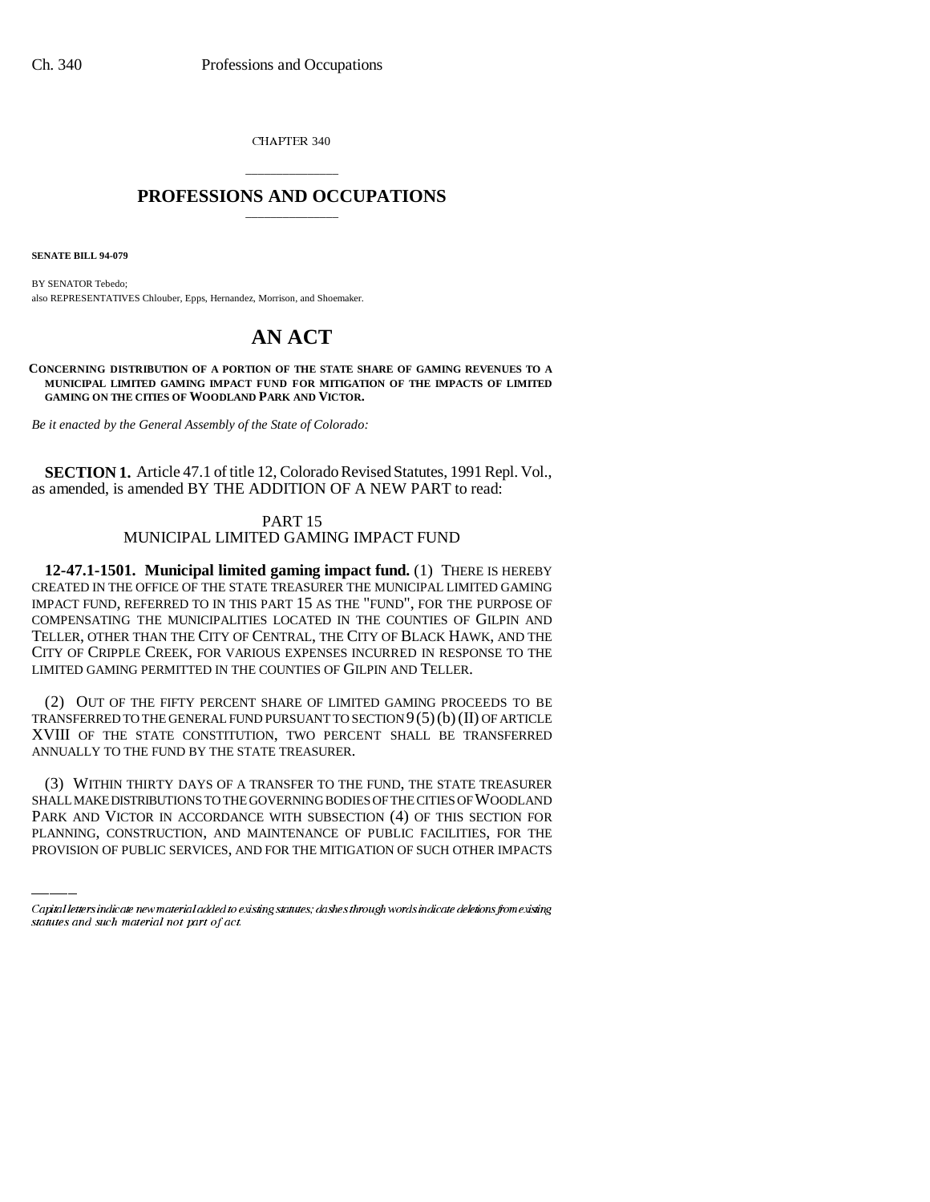CHAPTER 340

# PROFESSIONS AND OCCUPATIONS

**SENATE BILL 94-079**

BY SENATOR Tebedo;
also REPRESENTATIVES Chlouber, Epps, Hernandez, Morrison, and Shoemaker.

# AN ACT

**CONCERNING DISTRIBUTION OF A PORTION OF THE STATE SHARE OF GAMING REVENUES TO A MUNICIPAL LIMITED GAMING IMPACT FUND FOR MITIGATION OF THE IMPACTS OF LIMITED GAMING ON THE CITIES OF WOODLAND PARK AND VICTOR.**

*Be it enacted by the General Assembly of the State of Colorado:*

**SECTION 1.** Article 47.1 of title 12, Colorado Revised Statutes, 1991 Repl. Vol., as amended, is amended BY THE ADDITION OF A NEW PART to read:

PART 15
MUNICIPAL LIMITED GAMING IMPACT FUND

**12-47.1-1501. Municipal limited gaming impact fund.** (1) THERE IS HEREBY CREATED IN THE OFFICE OF THE STATE TREASURER THE MUNICIPAL LIMITED GAMING IMPACT FUND, REFERRED TO IN THIS PART 15 AS THE "FUND", FOR THE PURPOSE OF COMPENSATING THE MUNICIPALITIES LOCATED IN THE COUNTIES OF GILPIN AND TELLER, OTHER THAN THE CITY OF CENTRAL, THE CITY OF BLACK HAWK, AND THE CITY OF CRIPPLE CREEK, FOR VARIOUS EXPENSES INCURRED IN RESPONSE TO THE LIMITED GAMING PERMITTED IN THE COUNTIES OF GILPIN AND TELLER.

(2) OUT OF THE FIFTY PERCENT SHARE OF LIMITED GAMING PROCEEDS TO BE TRANSFERRED TO THE GENERAL FUND PURSUANT TO SECTION 9 (5) (b) (II) OF ARTICLE XVIII OF THE STATE CONSTITUTION, TWO PERCENT SHALL BE TRANSFERRED ANNUALLY TO THE FUND BY THE STATE TREASURER.

(3) WITHIN THIRTY DAYS OF A TRANSFER TO THE FUND, THE STATE TREASURER SHALL MAKE DISTRIBUTIONS TO THE GOVERNING BODIES OF THE CITIES OF WOODLAND PARK AND VICTOR IN ACCORDANCE WITH SUBSECTION (4) OF THIS SECTION FOR PLANNING, CONSTRUCTION, AND MAINTENANCE OF PUBLIC FACILITIES, FOR THE PROVISION OF PUBLIC SERVICES, AND FOR THE MITIGATION OF SUCH OTHER IMPACTS

*Capital letters indicate new material added to existing statutes; dashes through words indicate deletions from existing statutes and such material not part of act.*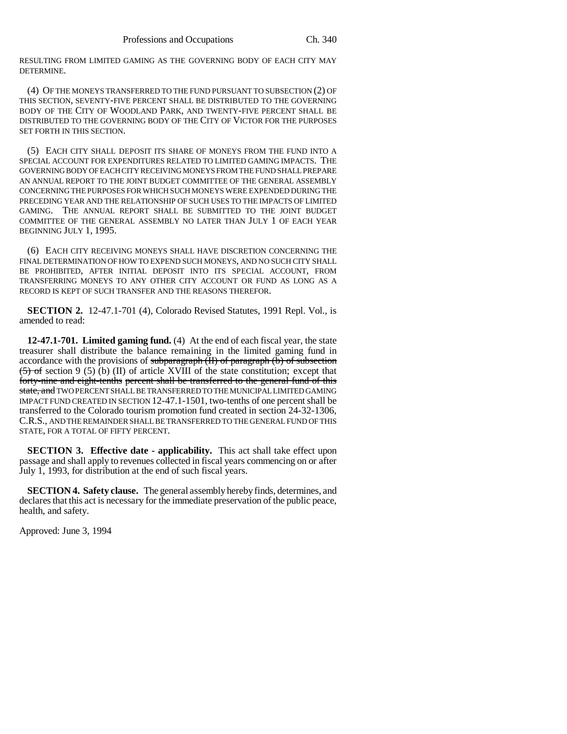RESULTING FROM LIMITED GAMING AS THE GOVERNING BODY OF EACH CITY MAY DETERMINE.

(4) OF THE MONEYS TRANSFERRED TO THE FUND PURSUANT TO SUBSECTION (2) OF THIS SECTION, SEVENTY-FIVE PERCENT SHALL BE DISTRIBUTED TO THE GOVERNING BODY OF THE CITY OF WOODLAND PARK, AND TWENTY-FIVE PERCENT SHALL BE DISTRIBUTED TO THE GOVERNING BODY OF THE CITY OF VICTOR FOR THE PURPOSES SET FORTH IN THIS SECTION.

(5) EACH CITY SHALL DEPOSIT ITS SHARE OF MONEYS FROM THE FUND INTO A SPECIAL ACCOUNT FOR EXPENDITURES RELATED TO LIMITED GAMING IMPACTS. THE GOVERNING BODY OF EACH CITY RECEIVING MONEYS FROM THE FUND SHALL PREPARE AN ANNUAL REPORT TO THE JOINT BUDGET COMMITTEE OF THE GENERAL ASSEMBLY CONCERNING THE PURPOSES FOR WHICH SUCH MONEYS WERE EXPENDED DURING THE PRECEDING YEAR AND THE RELATIONSHIP OF SUCH USES TO THE IMPACTS OF LIMITED GAMING. THE ANNUAL REPORT SHALL BE SUBMITTED TO THE JOINT BUDGET COMMITTEE OF THE GENERAL ASSEMBLY NO LATER THAN JULY 1 OF EACH YEAR BEGINNING JULY 1, 1995.

(6) EACH CITY RECEIVING MONEYS SHALL HAVE DISCRETION CONCERNING THE FINAL DETERMINATION OF HOW TO EXPEND SUCH MONEYS, AND NO SUCH CITY SHALL BE PROHIBITED, AFTER INITIAL DEPOSIT INTO ITS SPECIAL ACCOUNT, FROM TRANSFERRING MONEYS TO ANY OTHER CITY ACCOUNT OR FUND AS LONG AS A RECORD IS KEPT OF SUCH TRANSFER AND THE REASONS THEREFOR.

**SECTION 2.** 12-47.1-701 (4), Colorado Revised Statutes, 1991 Repl. Vol., is amended to read:

**12-47.1-701. Limited gaming fund.** (4) At the end of each fiscal year, the state treasurer shall distribute the balance remaining in the limited gaming fund in accordance with the provisions of ~~subparagraph (II) of paragraph (b) of subsection (5) of~~ section 9 (5) (b) (II) of article XVIII of the state constitution; except that ~~forty-nine and eight-tenths percent shall be transferred to the general fund of this state, and~~ TWO PERCENT SHALL BE TRANSFERRED TO THE MUNICIPAL LIMITED GAMING IMPACT FUND CREATED IN SECTION 12-47.1-1501, two-tenths of one percent shall be transferred to the Colorado tourism promotion fund created in section 24-32-1306, C.R.S., AND THE REMAINDER SHALL BE TRANSFERRED TO THE GENERAL FUND OF THIS STATE, FOR A TOTAL OF FIFTY PERCENT.

**SECTION 3. Effective date - applicability.** This act shall take effect upon passage and shall apply to revenues collected in fiscal years commencing on or after July 1, 1993, for distribution at the end of such fiscal years.

**SECTION 4. Safety clause.** The general assembly hereby finds, determines, and declares that this act is necessary for the immediate preservation of the public peace, health, and safety.

Approved: June 3, 1994